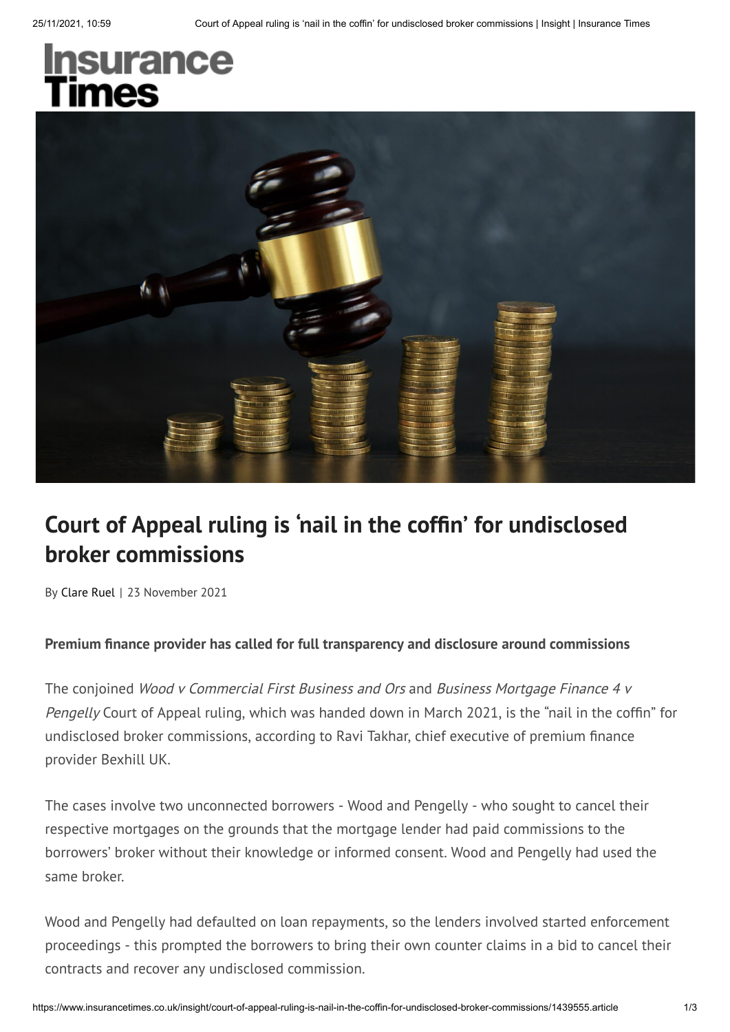Insurance Times

# Court of Appeal ruling is 'nail in the coffin' for undisclosed broker commissions

By Clare Ruel | 23 November 2021

**Premium finance provider has called for full transparency and disclosure around commissions**

The conjoined *Wood v Commercial First Business and Ors* and *Business Mortgage Finance 4 v Pengelly* Court of Appeal ruling, which was handed down in March 2021, is the "nail in the coffin" for undisclosed broker commissions, according to Ravi Takhar, chief executive of premium finance provider Bexhill UK.

The cases involve two unconnected borrowers - Wood and Pengelly - who sought to cancel their respective mortgages on the grounds that the mortgage lender had paid commissions to the borrowers' broker without their knowledge or informed consent. Wood and Pengelly had used the same broker.

Wood and Pengelly had defaulted on loan repayments, so the lenders involved started enforcement proceedings - this prompted the borrowers to bring their own counter claims in a bid to cancel their contracts and recover any undisclosed commission.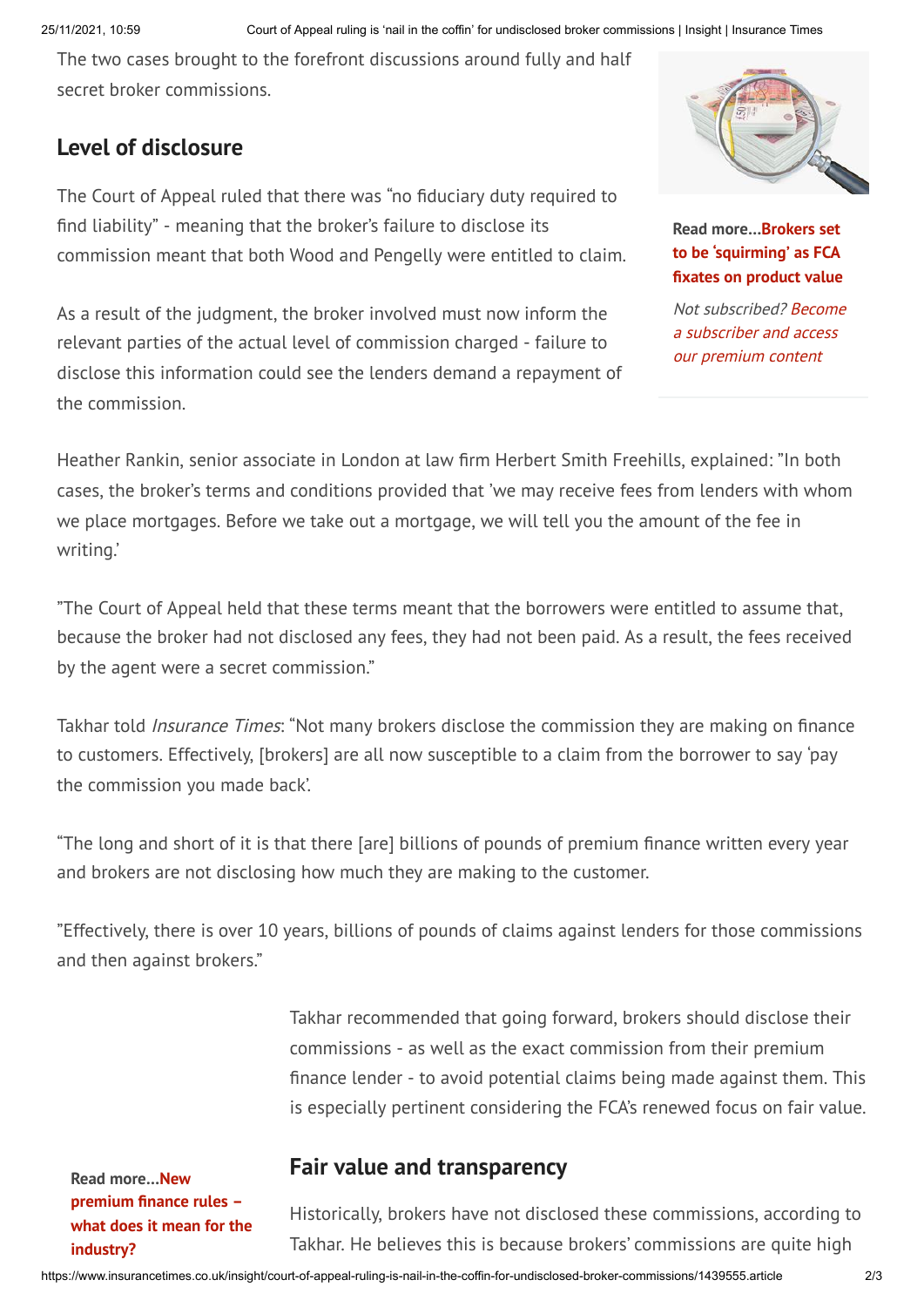The two cases brought to the forefront discussions around fully and half secret broker commissions.

## Level of disclosure

The Court of Appeal ruled that there was "no fiduciary duty required to find liability" - meaning that the broker's failure to disclose its commission meant that both Wood and Pengelly were entitled to claim.

As a result of the judgment, the broker involved must now inform the relevant parties of the actual level of commission charged - failure to disclose this information could see the lenders demand a repayment of the commission.

**Read more...Brokers set to be 'squirming' as FCA fixates on product value**

*Not subscribed? Become a subscriber and access our premium content*

Heather Rankin, senior associate in London at law firm Herbert Smith Freehills, explained: "In both cases, the broker's terms and conditions provided that 'we may receive fees from lenders with whom we place mortgages. Before we take out a mortgage, we will tell you the amount of the fee in writing.'

"The Court of Appeal held that these terms meant that the borrowers were entitled to assume that, because the broker had not disclosed any fees, they had not been paid. As a result, the fees received by the agent were a secret commission."

Takhar told *Insurance Times*: "Not many brokers disclose the commission they are making on finance to customers. Effectively, [brokers] are all now susceptible to a claim from the borrower to say 'pay the commission you made back'.

"The long and short of it is that there [are] billions of pounds of premium finance written every year and brokers are not disclosing how much they are making to the customer.

"Effectively, there is over 10 years, billions of pounds of claims against lenders for those commissions and then against brokers."

Takhar recommended that going forward, brokers should disclose their commissions - as well as the exact commission from their premium finance lender - to avoid potential claims being made against them. This is especially pertinent considering the FCA's renewed focus on fair value.

**Read more...New premium finance rules – what does it mean for the industry?**

## Fair value and transparency

Historically, brokers have not disclosed these commissions, according to Takhar. He believes this is because brokers' commissions are quite high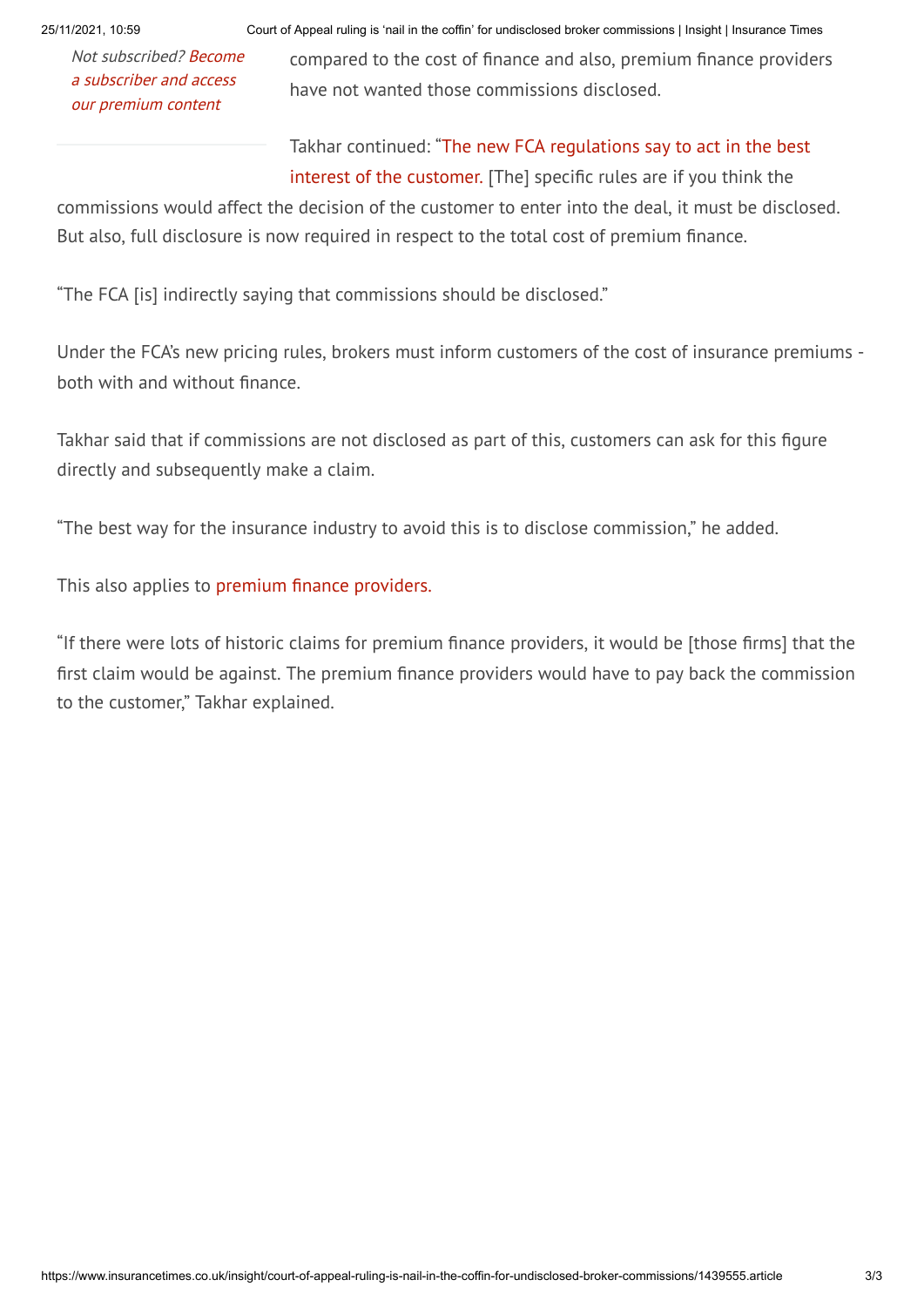compared to the cost of finance and also, premium finance providers have not wanted those commissions disclosed.

Takhar continued: "The new FCA regulations say to act in the best interest of the customer. [The] specific rules are if you think the commissions would affect the decision of the customer to enter into the deal, it must be disclosed. But also, full disclosure is now required in respect to the total cost of premium finance.

"The FCA [is] indirectly saying that commissions should be disclosed."

Under the FCA's new pricing rules, brokers must inform customers of the cost of insurance premiums - both with and without finance.

Takhar said that if commissions are not disclosed as part of this, customers can ask for this figure directly and subsequently make a claim.

"The best way for the insurance industry to avoid this is to disclose commission," he added.

This also applies to premium finance providers.

"If there were lots of historic claims for premium finance providers, it would be [those firms] that the first claim would be against. The premium finance providers would have to pay back the commission to the customer," Takhar explained.